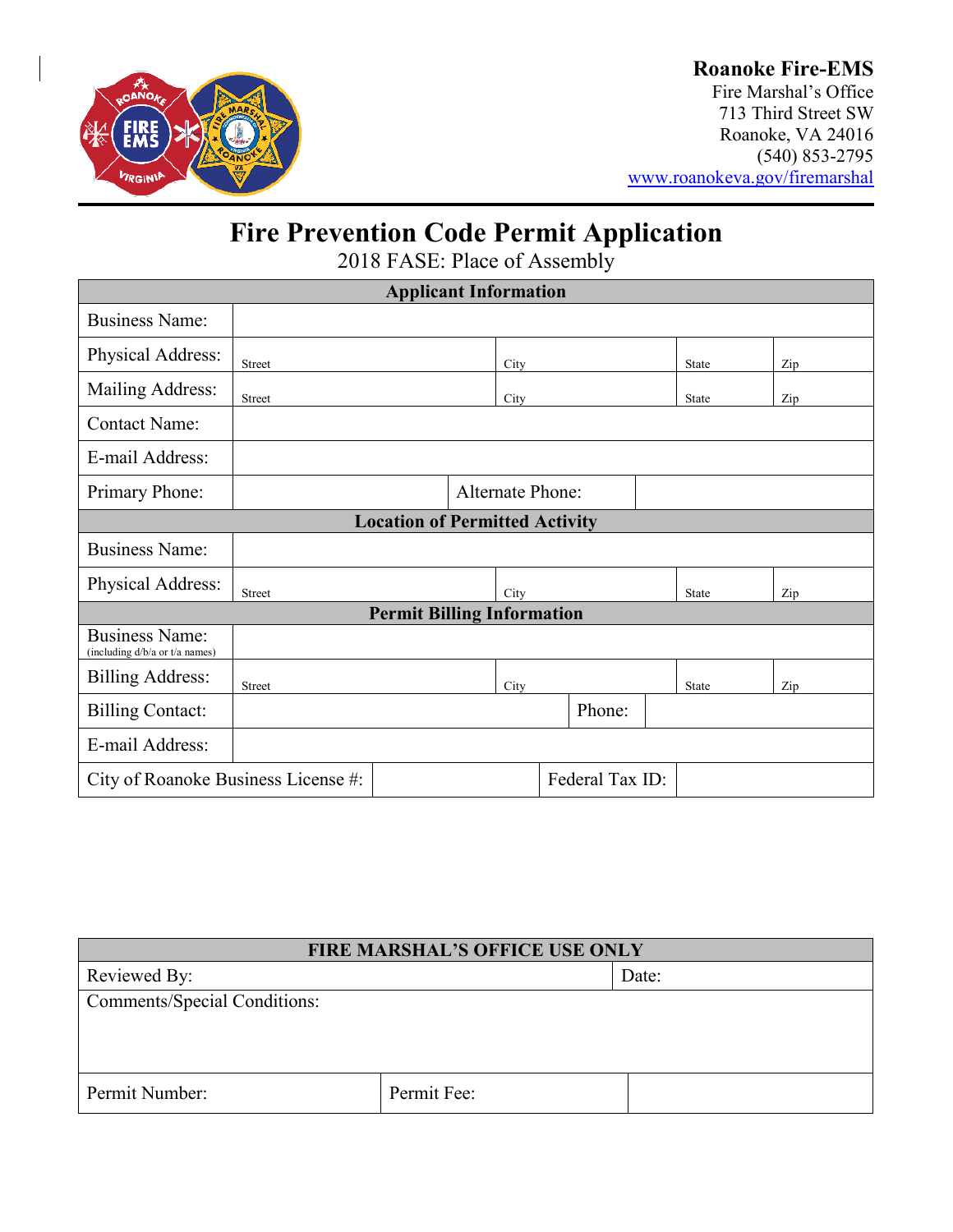**Roanoke Fire-EMS**
Fire Marshal's Office
713 Third Street SW
Roanoke, VA 24016
(540) 853-2795
www.roanokeva.gov/firemarshal

# Fire Prevention Code Permit Application

2018 FASE: Place of Assembly

| Applicant Information | | | | |
|---|---|---|---|---|
| Business Name: | | | | |
| Physical Address: | Street | City | State | Zip |
| Mailing Address: | Street | City | State | Zip |
| Contact Name: | | | | |
| E-mail Address: | | | | |
| Primary Phone: | | Alternate Phone: | | |

| Location of Permitted Activity | | | | |
|---|---|---|---|---|
| Business Name: | | | | |
| Physical Address: | Street | City | State | Zip |

| Permit Billing Information | | | | |
|---|---|---|---|---|
| Business Name: (including d/b/a or t/a names) | | | | |
| Billing Address: | Street | City | State | Zip |
| Billing Contact: | | Phone: | | |
| E-mail Address: | | | | |
| City of Roanoke Business License #: | | Federal Tax ID: | | |

| FIRE MARSHAL'S OFFICE USE ONLY | | |
|---|---|---|
| Reviewed By: | | Date: |
| Comments/Special Conditions: | | |
| Permit Number: | Permit Fee: | |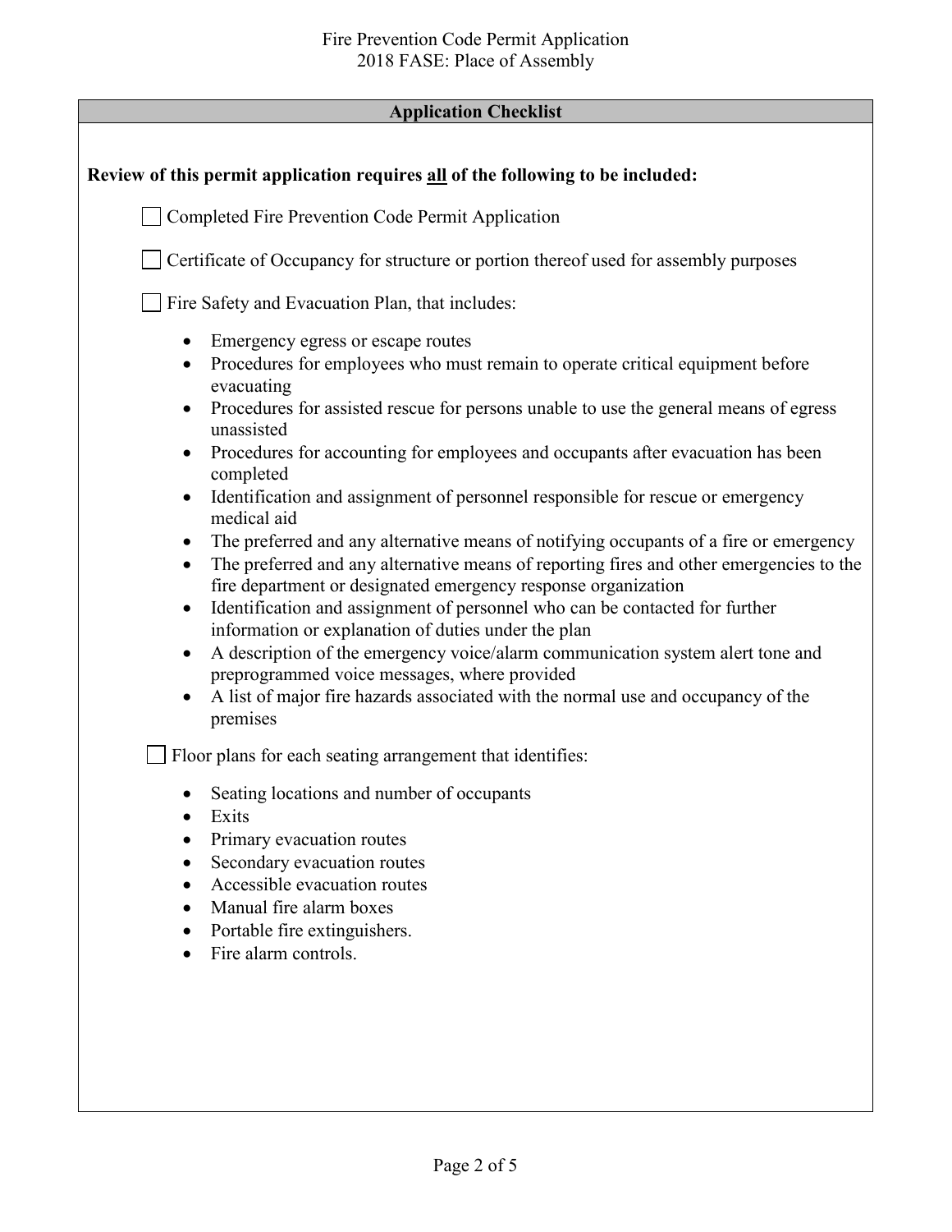## Application Checklist

**Review of this permit application requires all of the following to be included:**

- [ ] Completed Fire Prevention Code Permit Application
- [ ] Certificate of Occupancy for structure or portion thereof used for assembly purposes
- [ ] Fire Safety and Evacuation Plan, that includes:
  - Emergency egress or escape routes
  - Procedures for employees who must remain to operate critical equipment before evacuating
  - Procedures for assisted rescue for persons unable to use the general means of egress unassisted
  - Procedures for accounting for employees and occupants after evacuation has been completed
  - Identification and assignment of personnel responsible for rescue or emergency medical aid
  - The preferred and any alternative means of notifying occupants of a fire or emergency
  - The preferred and any alternative means of reporting fires and other emergencies to the fire department or designated emergency response organization
  - Identification and assignment of personnel who can be contacted for further information or explanation of duties under the plan
  - A description of the emergency voice/alarm communication system alert tone and preprogrammed voice messages, where provided
  - A list of major fire hazards associated with the normal use and occupancy of the premises
- [ ] Floor plans for each seating arrangement that identifies:
  - Seating locations and number of occupants
  - Exits
  - Primary evacuation routes
  - Secondary evacuation routes
  - Accessible evacuation routes
  - Manual fire alarm boxes
  - Portable fire extinguishers.
  - Fire alarm controls.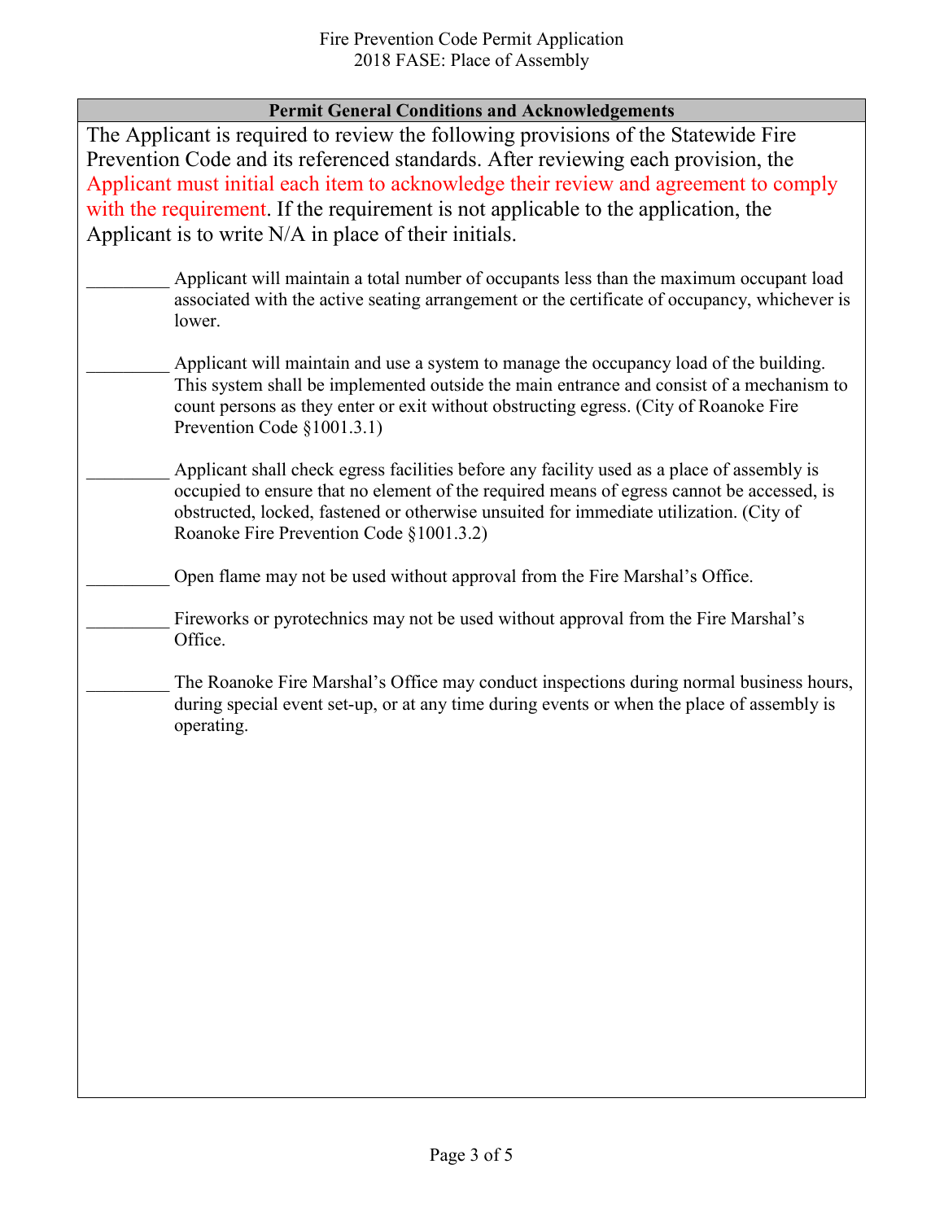# Permit General Conditions and Acknowledgements

The Applicant is required to review the following provisions of the Statewide Fire Prevention Code and its referenced standards. After reviewing each provision, the Applicant must initial each item to acknowledge their review and agreement to comply with the requirement. If the requirement is not applicable to the application, the Applicant is to write N/A in place of their initials.

_________ Applicant will maintain a total number of occupants less than the maximum occupant load associated with the active seating arrangement or the certificate of occupancy, whichever is lower.

_________ Applicant will maintain and use a system to manage the occupancy load of the building. This system shall be implemented outside the main entrance and consist of a mechanism to count persons as they enter or exit without obstructing egress. (City of Roanoke Fire Prevention Code §1001.3.1)

_________ Applicant shall check egress facilities before any facility used as a place of assembly is occupied to ensure that no element of the required means of egress cannot be accessed, is obstructed, locked, fastened or otherwise unsuited for immediate utilization. (City of Roanoke Fire Prevention Code §1001.3.2)

_________ Open flame may not be used without approval from the Fire Marshal's Office.

_________ Fireworks or pyrotechnics may not be used without approval from the Fire Marshal's Office.

_________ The Roanoke Fire Marshal's Office may conduct inspections during normal business hours, during special event set-up, or at any time during events or when the place of assembly is operating.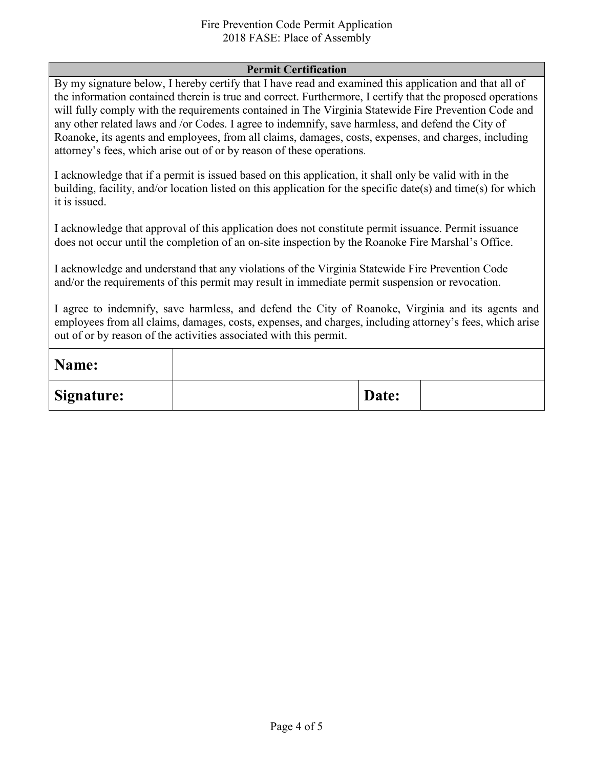## Permit Certification

By my signature below, I hereby certify that I have read and examined this application and that all of the information contained therein is true and correct. Furthermore, I certify that the proposed operations will fully comply with the requirements contained in The Virginia Statewide Fire Prevention Code and any other related laws and /or Codes. I agree to indemnify, save harmless, and defend the City of Roanoke, its agents and employees, from all claims, damages, costs, expenses, and charges, including attorney's fees, which arise out of or by reason of these operations.

I acknowledge that if a permit is issued based on this application, it shall only be valid with in the building, facility, and/or location listed on this application for the specific date(s) and time(s) for which it is issued.

I acknowledge that approval of this application does not constitute permit issuance. Permit issuance does not occur until the completion of an on-site inspection by the Roanoke Fire Marshal's Office.

I acknowledge and understand that any violations of the Virginia Statewide Fire Prevention Code and/or the requirements of this permit may result in immediate permit suspension or revocation.

I agree to indemnify, save harmless, and defend the City of Roanoke, Virginia and its agents and employees from all claims, damages, costs, expenses, and charges, including attorney's fees, which arise out of or by reason of the activities associated with this permit.

| **Name:** | | | |
|---|---|---|---|
| **Signature:** | | **Date:** | |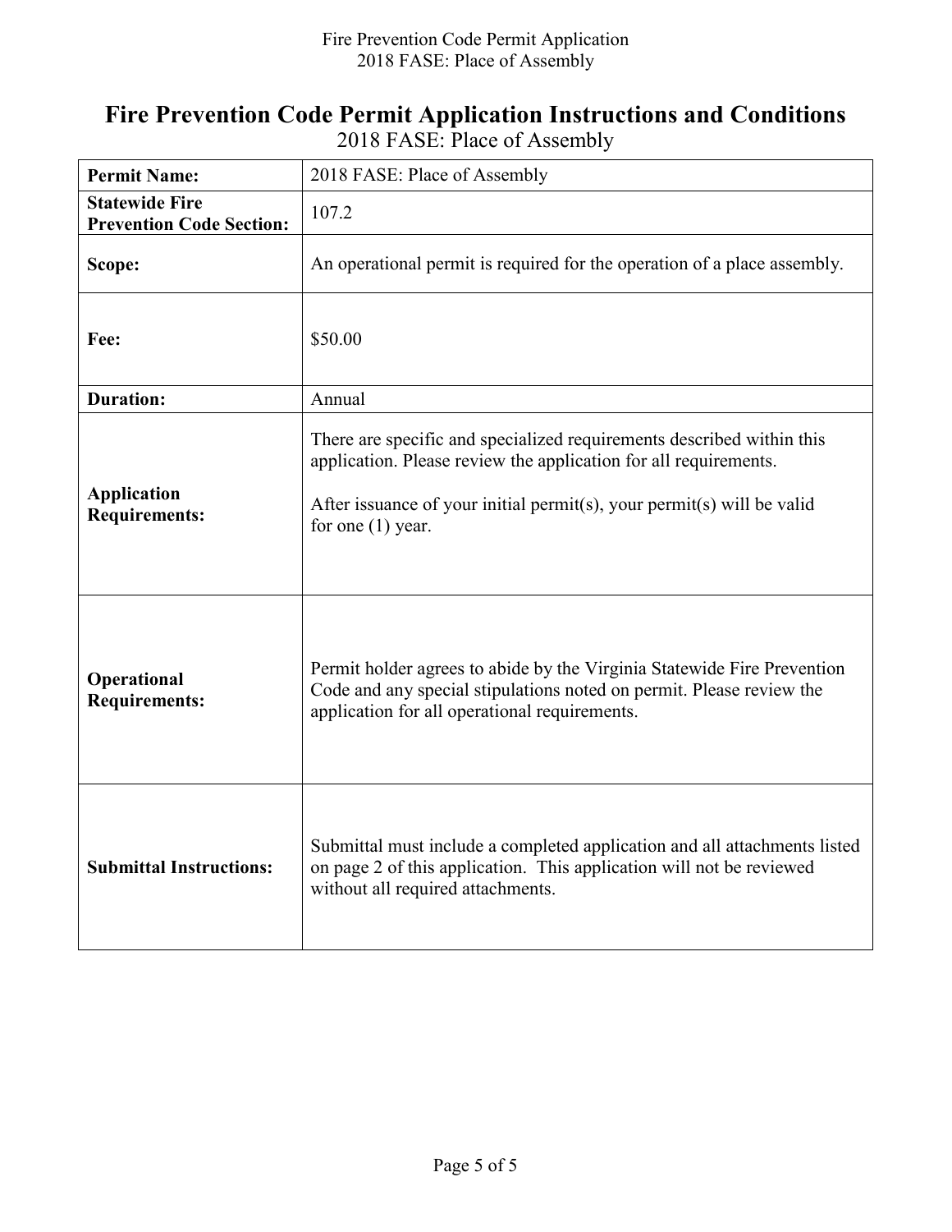# Fire Prevention Code Permit Application Instructions and Conditions

2018 FASE: Place of Assembly

| | |
|---|---|
| **Permit Name:** | 2018 FASE: Place of Assembly |
| **Statewide Fire Prevention Code Section:** | 107.2 |
| **Scope:** | An operational permit is required for the operation of a place assembly. |
| **Fee:** | $50.00 |
| **Duration:** | Annual |
| **Application Requirements:** | There are specific and specialized requirements described within this application. Please review the application for all requirements.<br><br>After issuance of your initial permit(s), your permit(s) will be valid for one (1) year. |
| **Operational Requirements:** | Permit holder agrees to abide by the Virginia Statewide Fire Prevention Code and any special stipulations noted on permit. Please review the application for all operational requirements. |
| **Submittal Instructions:** | Submittal must include a completed application and all attachments listed on page 2 of this application. This application will not be reviewed without all required attachments. |